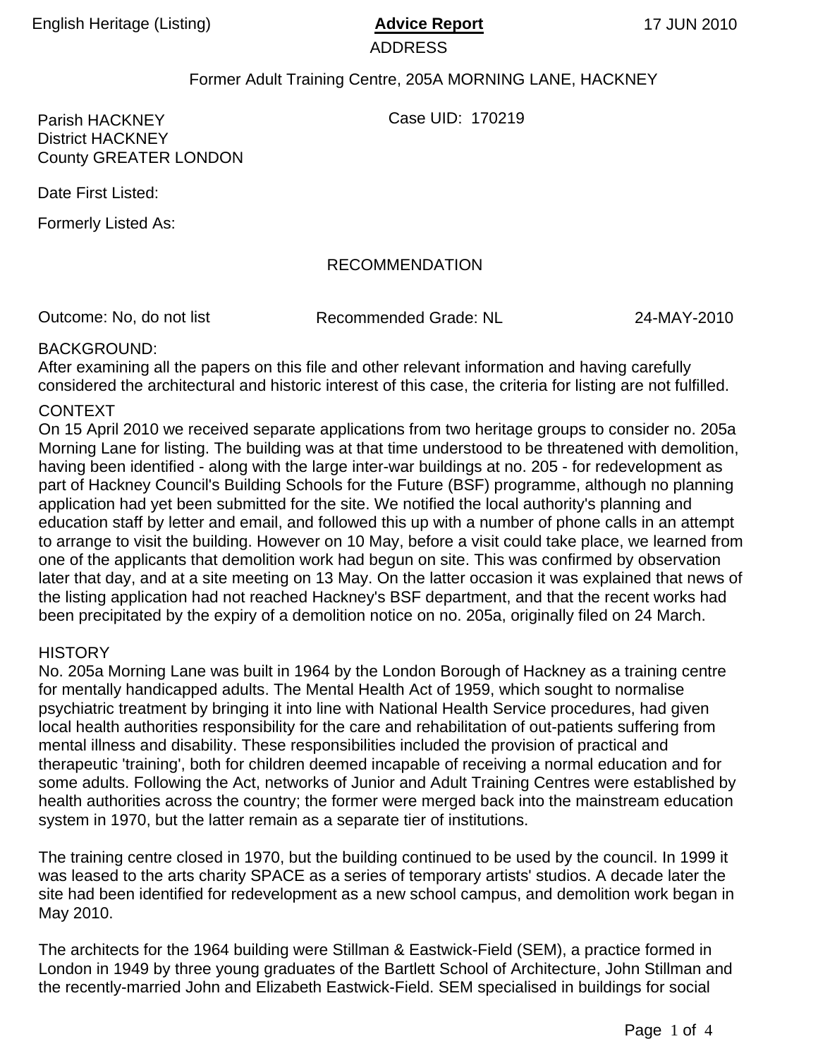English Heritage (Listing) **Advice Report** 17 JUN 2010

ADDRESS

Former Adult Training Centre, 205A MORNING LANE, HACKNEY

Parish HACKNEY
District HACKNEY
County GREATER LONDON

Case UID: 170219

Date First Listed:

Formerly Listed As:

## RECOMMENDATION

Outcome: No, do not list Recommended Grade: NL 24-MAY-2010

BACKGROUND:
After examining all the papers on this file and other relevant information and having carefully considered the architectural and historic interest of this case, the criteria for listing are not fulfilled.

CONTEXT
On 15 April 2010 we received separate applications from two heritage groups to consider no. 205a Morning Lane for listing. The building was at that time understood to be threatened with demolition, having been identified - along with the large inter-war buildings at no. 205 - for redevelopment as part of Hackney Council's Building Schools for the Future (BSF) programme, although no planning application had yet been submitted for the site. We notified the local authority's planning and education staff by letter and email, and followed this up with a number of phone calls in an attempt to arrange to visit the building. However on 10 May, before a visit could take place, we learned from one of the applicants that demolition work had begun on site. This was confirmed by observation later that day, and at a site meeting on 13 May. On the latter occasion it was explained that news of the listing application had not reached Hackney's BSF department, and that the recent works had been precipitated by the expiry of a demolition notice on no. 205a, originally filed on 24 March.

HISTORY
No. 205a Morning Lane was built in 1964 by the London Borough of Hackney as a training centre for mentally handicapped adults. The Mental Health Act of 1959, which sought to normalise psychiatric treatment by bringing it into line with National Health Service procedures, had given local health authorities responsibility for the care and rehabilitation of out-patients suffering from mental illness and disability. These responsibilities included the provision of practical and therapeutic 'training', both for children deemed incapable of receiving a normal education and for some adults. Following the Act, networks of Junior and Adult Training Centres were established by health authorities across the country; the former were merged back into the mainstream education system in 1970, but the latter remain as a separate tier of institutions.

The training centre closed in 1970, but the building continued to be used by the council. In 1999 it was leased to the arts charity SPACE as a series of temporary artists' studios. A decade later the site had been identified for redevelopment as a new school campus, and demolition work began in May 2010.

The architects for the 1964 building were Stillman & Eastwick-Field (SEM), a practice formed in London in 1949 by three young graduates of the Bartlett School of Architecture, John Stillman and the recently-married John and Elizabeth Eastwick-Field. SEM specialised in buildings for social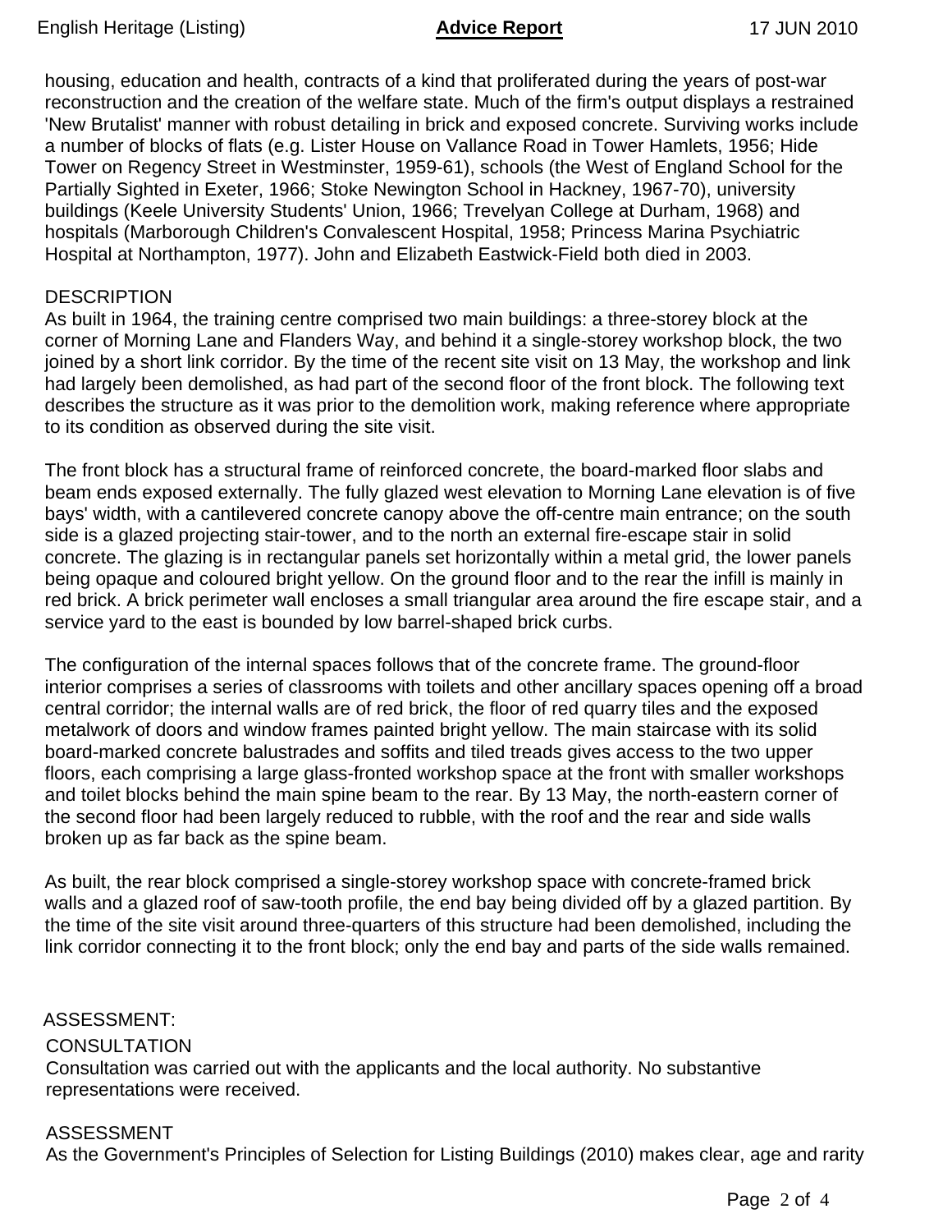housing, education and health, contracts of a kind that proliferated during the years of post-war reconstruction and the creation of the welfare state. Much of the firm's output displays a restrained 'New Brutalist' manner with robust detailing in brick and exposed concrete. Surviving works include a number of blocks of flats (e.g. Lister House on Vallance Road in Tower Hamlets, 1956; Hide Tower on Regency Street in Westminster, 1959-61), schools (the West of England School for the Partially Sighted in Exeter, 1966; Stoke Newington School in Hackney, 1967-70), university buildings (Keele University Students' Union, 1966; Trevelyan College at Durham, 1968) and hospitals (Marborough Children's Convalescent Hospital, 1958; Princess Marina Psychiatric Hospital at Northampton, 1977). John and Elizabeth Eastwick-Field both died in 2003.

## DESCRIPTION

As built in 1964, the training centre comprised two main buildings: a three-storey block at the corner of Morning Lane and Flanders Way, and behind it a single-storey workshop block, the two joined by a short link corridor. By the time of the recent site visit on 13 May, the workshop and link had largely been demolished, as had part of the second floor of the front block. The following text describes the structure as it was prior to the demolition work, making reference where appropriate to its condition as observed during the site visit.

The front block has a structural frame of reinforced concrete, the board-marked floor slabs and beam ends exposed externally. The fully glazed west elevation to Morning Lane elevation is of five bays' width, with a cantilevered concrete canopy above the off-centre main entrance; on the south side is a glazed projecting stair-tower, and to the north an external fire-escape stair in solid concrete. The glazing is in rectangular panels set horizontally within a metal grid, the lower panels being opaque and coloured bright yellow. On the ground floor and to the rear the infill is mainly in red brick. A brick perimeter wall encloses a small triangular area around the fire escape stair, and a service yard to the east is bounded by low barrel-shaped brick curbs.

The configuration of the internal spaces follows that of the concrete frame. The ground-floor interior comprises a series of classrooms with toilets and other ancillary spaces opening off a broad central corridor; the internal walls are of red brick, the floor of red quarry tiles and the exposed metalwork of doors and window frames painted bright yellow. The main staircase with its solid board-marked concrete balustrades and soffits and tiled treads gives access to the two upper floors, each comprising a large glass-fronted workshop space at the front with smaller workshops and toilet blocks behind the main spine beam to the rear. By 13 May, the north-eastern corner of the second floor had been largely reduced to rubble, with the roof and the rear and side walls broken up as far back as the spine beam.

As built, the rear block comprised a single-storey workshop space with concrete-framed brick walls and a glazed roof of saw-tooth profile, the end bay being divided off by a glazed partition. By the time of the site visit around three-quarters of this structure had been demolished, including the link corridor connecting it to the front block; only the end bay and parts of the side walls remained.

## ASSESSMENT:

### CONSULTATION

Consultation was carried out with the applicants and the local authority. No substantive representations were received.

### ASSESSMENT

As the Government's Principles of Selection for Listing Buildings (2010) makes clear, age and rarity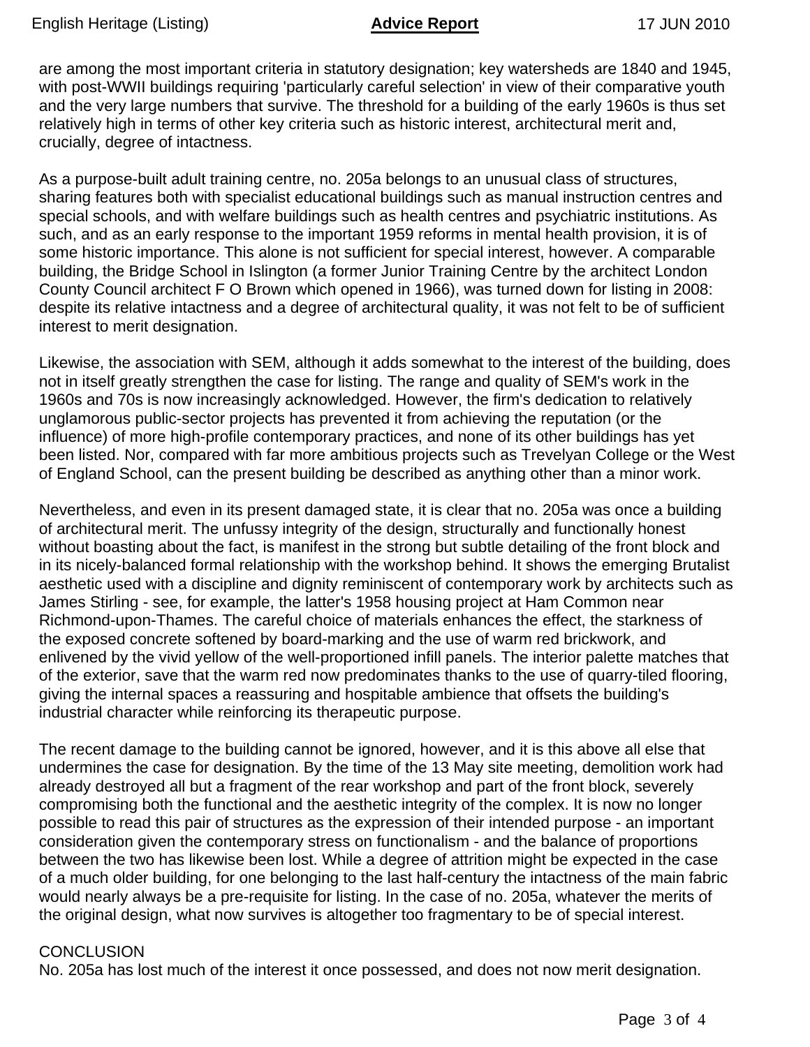are among the most important criteria in statutory designation; key watersheds are 1840 and 1945, with post-WWII buildings requiring 'particularly careful selection' in view of their comparative youth and the very large numbers that survive. The threshold for a building of the early 1960s is thus set relatively high in terms of other key criteria such as historic interest, architectural merit and, crucially, degree of intactness.

As a purpose-built adult training centre, no. 205a belongs to an unusual class of structures, sharing features both with specialist educational buildings such as manual instruction centres and special schools, and with welfare buildings such as health centres and psychiatric institutions. As such, and as an early response to the important 1959 reforms in mental health provision, it is of some historic importance. This alone is not sufficient for special interest, however. A comparable building, the Bridge School in Islington (a former Junior Training Centre by the architect London County Council architect F O Brown which opened in 1966), was turned down for listing in 2008: despite its relative intactness and a degree of architectural quality, it was not felt to be of sufficient interest to merit designation.

Likewise, the association with SEM, although it adds somewhat to the interest of the building, does not in itself greatly strengthen the case for listing. The range and quality of SEM's work in the 1960s and 70s is now increasingly acknowledged. However, the firm's dedication to relatively unglamorous public-sector projects has prevented it from achieving the reputation (or the influence) of more high-profile contemporary practices, and none of its other buildings has yet been listed. Nor, compared with far more ambitious projects such as Trevelyan College or the West of England School, can the present building be described as anything other than a minor work.

Nevertheless, and even in its present damaged state, it is clear that no. 205a was once a building of architectural merit. The unfussy integrity of the design, structurally and functionally honest without boasting about the fact, is manifest in the strong but subtle detailing of the front block and in its nicely-balanced formal relationship with the workshop behind. It shows the emerging Brutalist aesthetic used with a discipline and dignity reminiscent of contemporary work by architects such as James Stirling - see, for example, the latter's 1958 housing project at Ham Common near Richmond-upon-Thames. The careful choice of materials enhances the effect, the starkness of the exposed concrete softened by board-marking and the use of warm red brickwork, and enlivened by the vivid yellow of the well-proportioned infill panels. The interior palette matches that of the exterior, save that the warm red now predominates thanks to the use of quarry-tiled flooring, giving the internal spaces a reassuring and hospitable ambience that offsets the building's industrial character while reinforcing its therapeutic purpose.

The recent damage to the building cannot be ignored, however, and it is this above all else that undermines the case for designation. By the time of the 13 May site meeting, demolition work had already destroyed all but a fragment of the rear workshop and part of the front block, severely compromising both the functional and the aesthetic integrity of the complex. It is now no longer possible to read this pair of structures as the expression of their intended purpose - an important consideration given the contemporary stress on functionalism - and the balance of proportions between the two has likewise been lost. While a degree of attrition might be expected in the case of a much older building, for one belonging to the last half-century the intactness of the main fabric would nearly always be a pre-requisite for listing. In the case of no. 205a, whatever the merits of the original design, what now survives is altogether too fragmentary to be of special interest.

CONCLUSION

No. 205a has lost much of the interest it once possessed, and does not now merit designation.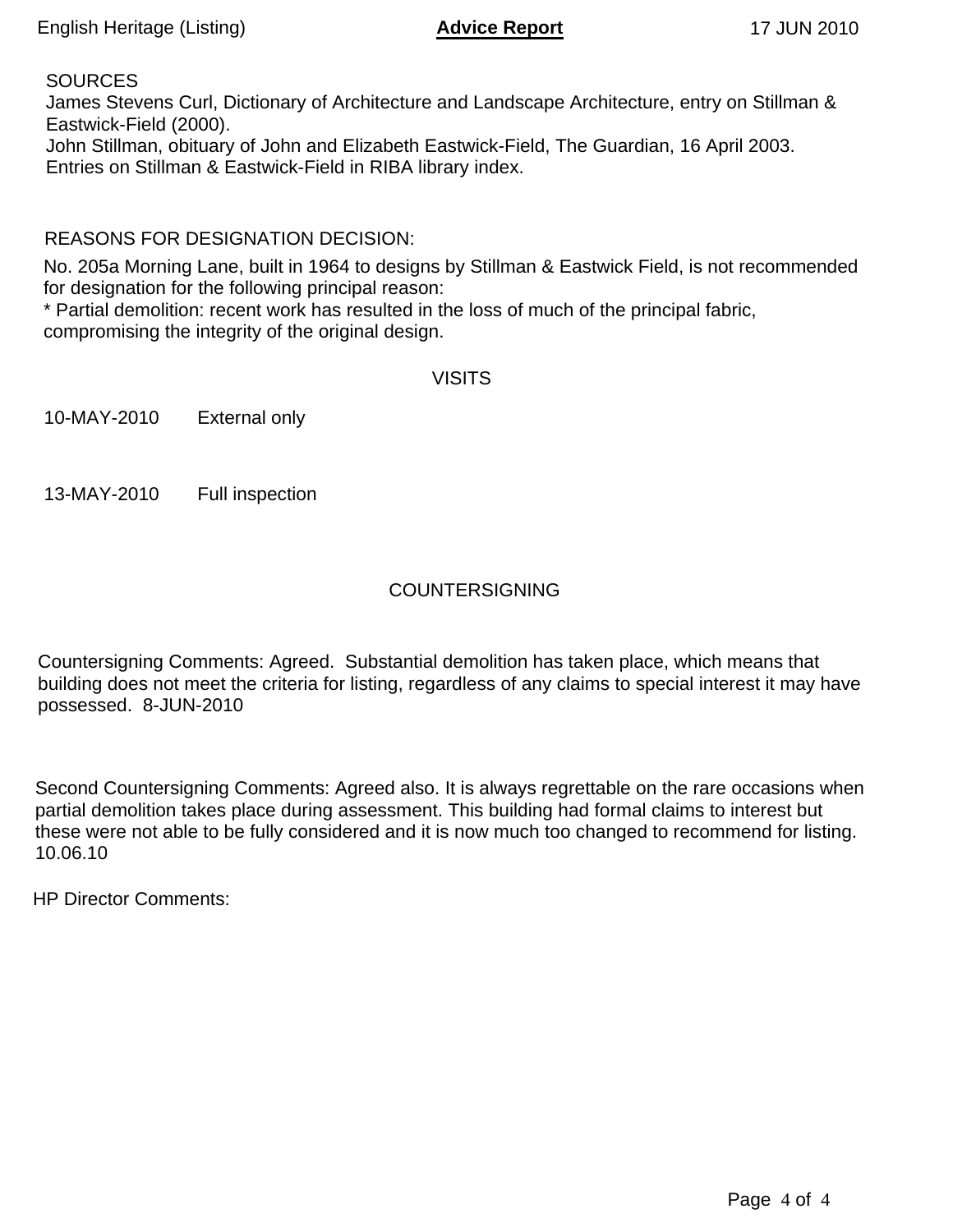SOURCES

James Stevens Curl, Dictionary of Architecture and Landscape Architecture, entry on Stillman & Eastwick-Field (2000).
John Stillman, obituary of John and Elizabeth Eastwick-Field, The Guardian, 16 April 2003.
Entries on Stillman & Eastwick-Field in RIBA library index.

REASONS FOR DESIGNATION DECISION:

No. 205a Morning Lane, built in 1964 to designs by Stillman & Eastwick Field, is not recommended for designation for the following principal reason:
* Partial demolition: recent work has resulted in the loss of much of the principal fabric, compromising the integrity of the original design.

VISITS

10-MAY-2010 External only

13-MAY-2010 Full inspection

COUNTERSIGNING

Countersigning Comments: Agreed. Substantial demolition has taken place, which means that building does not meet the criteria for listing, regardless of any claims to special interest it may have possessed. 8-JUN-2010

Second Countersigning Comments: Agreed also. It is always regrettable on the rare occasions when partial demolition takes place during assessment. This building had formal claims to interest but these were not able to be fully considered and it is now much too changed to recommend for listing. 10.06.10

HP Director Comments: